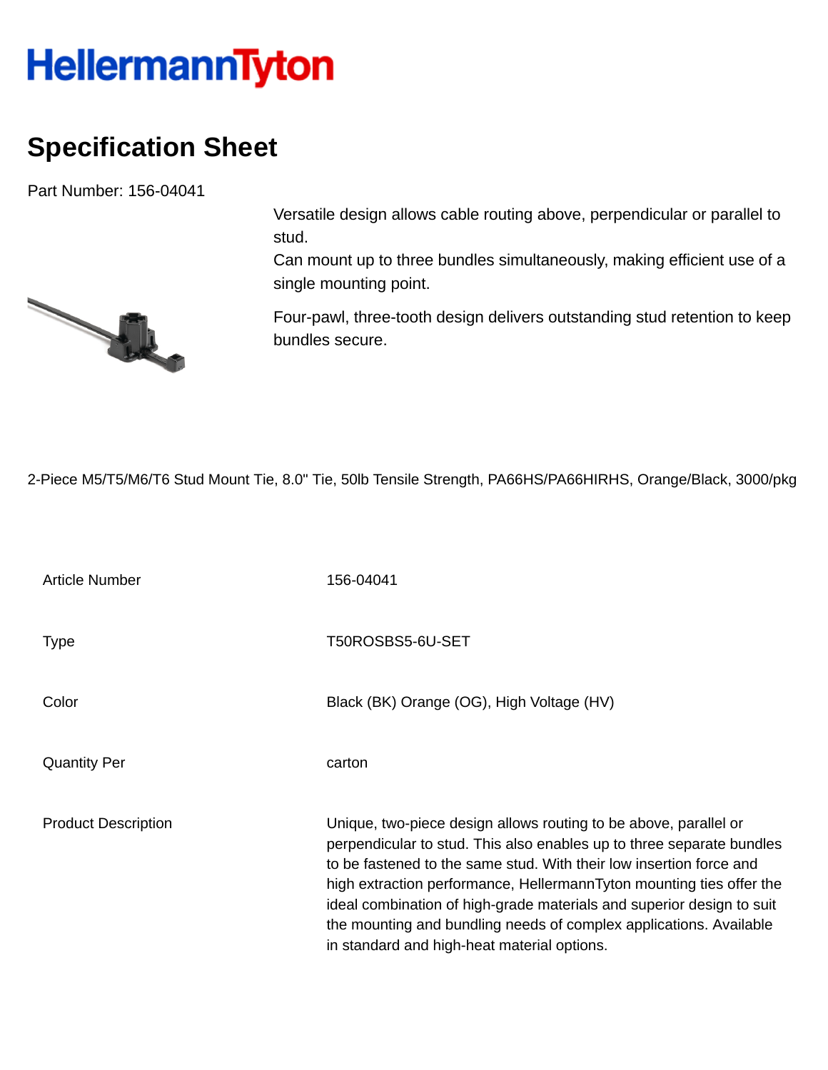HellermannTyton

# Specification Sheet

Part Number: 156-04041

Versatile design allows cable routing above, perpendicular or parallel to stud.
Can mount up to three bundles simultaneously, making efficient use of a single mounting point.

Four-pawl, three-tooth design delivers outstanding stud retention to keep bundles secure.

2-Piece M5/T5/M6/T6 Stud Mount Tie, 8.0" Tie, 50lb Tensile Strength, PA66HS/PA66HIRHS, Orange/Black, 3000/pkg

| | |
|---|---|
| Article Number | 156-04041 |
| Type | T50ROSBS5-6U-SET |
| Color | Black (BK) Orange (OG), High Voltage (HV) |
| Quantity Per | carton |
| Product Description | Unique, two-piece design allows routing to be above, parallel or perpendicular to stud. This also enables up to three separate bundles to be fastened to the same stud. With their low insertion force and high extraction performance, HellermannTyton mounting ties offer the ideal combination of high-grade materials and superior design to suit the mounting and bundling needs of complex applications. Available in standard and high-heat material options. |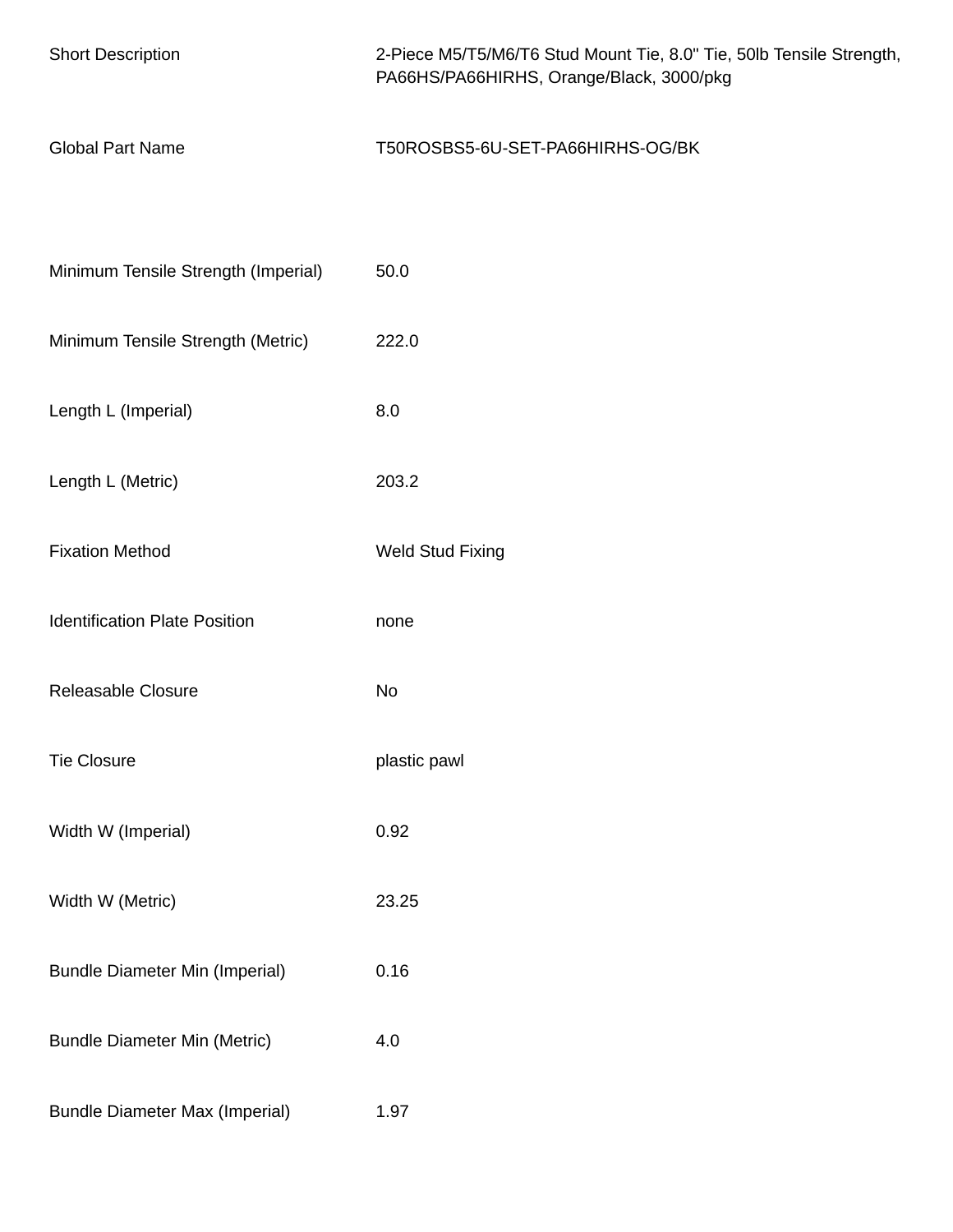| | |
|---|---|
| Short Description | 2-Piece M5/T5/M6/T6 Stud Mount Tie, 8.0" Tie, 50lb Tensile Strength, PA66HS/PA66HIRHS, Orange/Black, 3000/pkg |
| Global Part Name | T50ROSBS5-6U-SET-PA66HIRHS-OG/BK |
| Minimum Tensile Strength (Imperial) | 50.0 |
| Minimum Tensile Strength (Metric) | 222.0 |
| Length L (Imperial) | 8.0 |
| Length L (Metric) | 203.2 |
| Fixation Method | Weld Stud Fixing |
| Identification Plate Position | none |
| Releasable Closure | No |
| Tie Closure | plastic pawl |
| Width W (Imperial) | 0.92 |
| Width W (Metric) | 23.25 |
| Bundle Diameter Min (Imperial) | 0.16 |
| Bundle Diameter Min (Metric) | 4.0 |
| Bundle Diameter Max (Imperial) | 1.97 |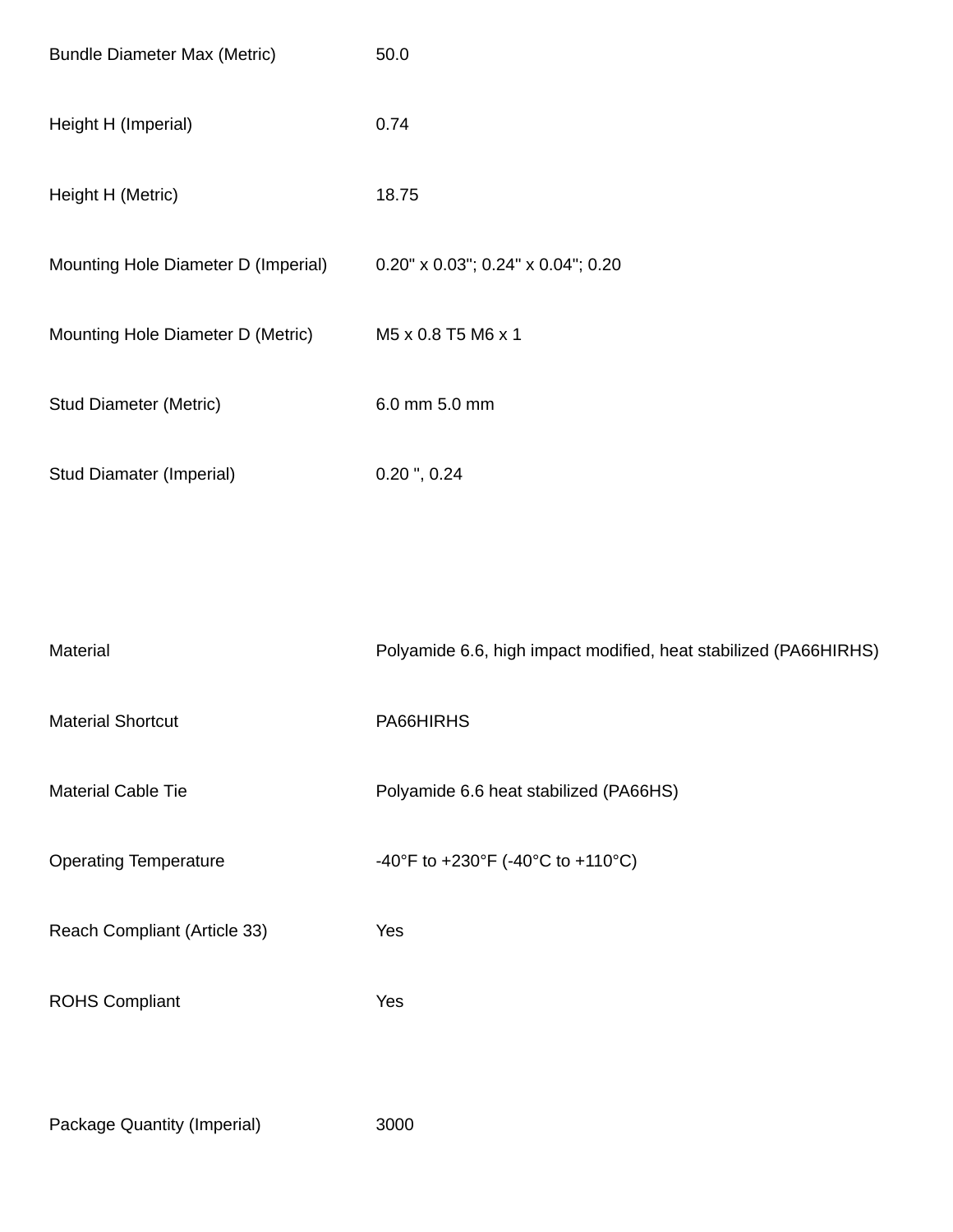| | |
|---|---|
| Bundle Diameter Max (Metric) | 50.0 |
| Height H (Imperial) | 0.74 |
| Height H (Metric) | 18.75 |
| Mounting Hole Diameter D (Imperial) | 0.20" x 0.03"; 0.24" x 0.04"; 0.20 |
| Mounting Hole Diameter D (Metric) | M5 x 0.8 T5 M6 x 1 |
| Stud Diameter (Metric) | 6.0 mm 5.0 mm |
| Stud Diamater (Imperial) | 0.20 ", 0.24 |

| | |
|---|---|
| Material | Polyamide 6.6, high impact modified, heat stabilized (PA66HIRHS) |
| Material Shortcut | PA66HIRHS |
| Material Cable Tie | Polyamide 6.6 heat stabilized (PA66HS) |
| Operating Temperature | -40°F to +230°F (-40°C to +110°C) |
| Reach Compliant (Article 33) | Yes |
| ROHS Compliant | Yes |

| | |
|---|---|
| Package Quantity (Imperial) | 3000 |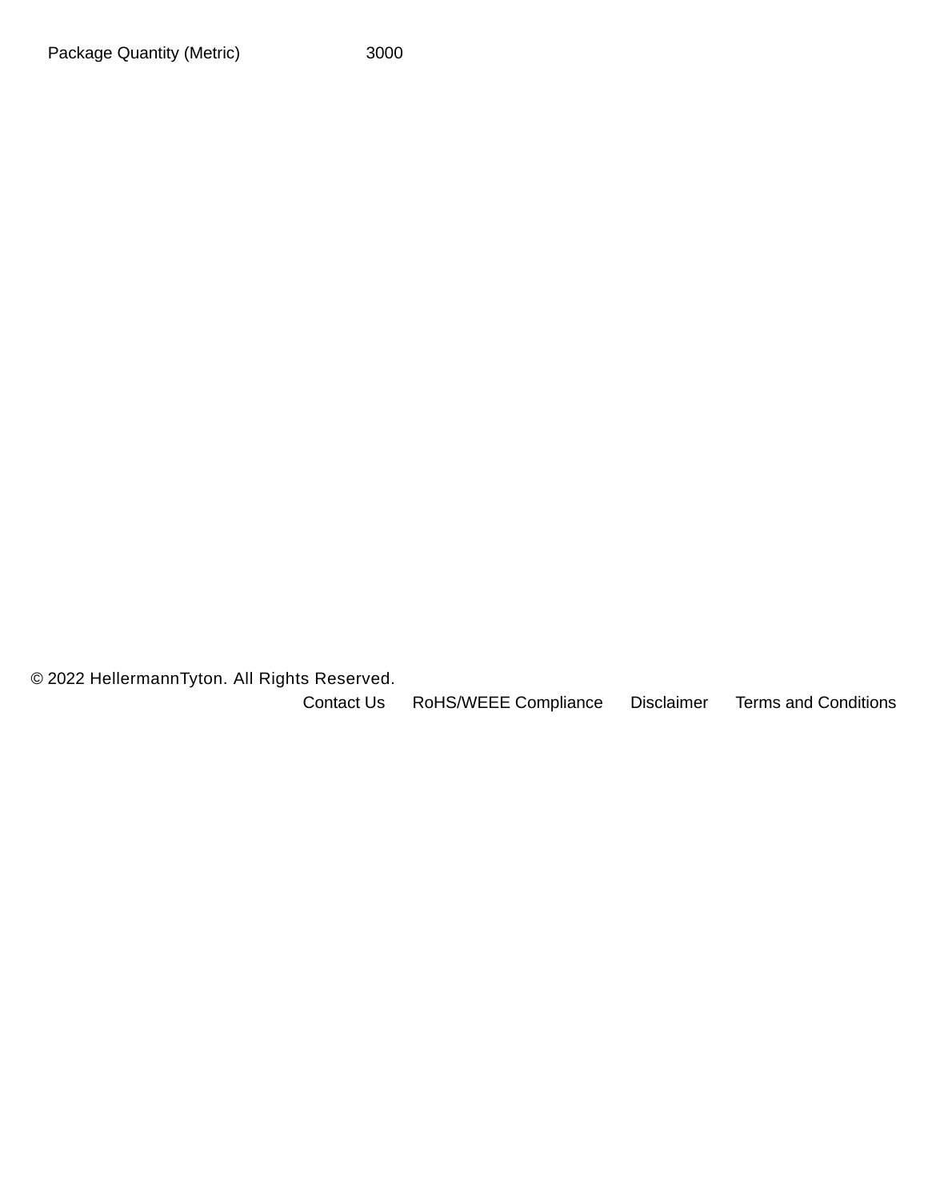| | |
|---|---|
| Package Quantity (Metric) | 3000 |

© 2022 HellermannTyton. All Rights Reserved.

Contact Us RoHS/WEEE Compliance Disclaimer Terms and Conditions